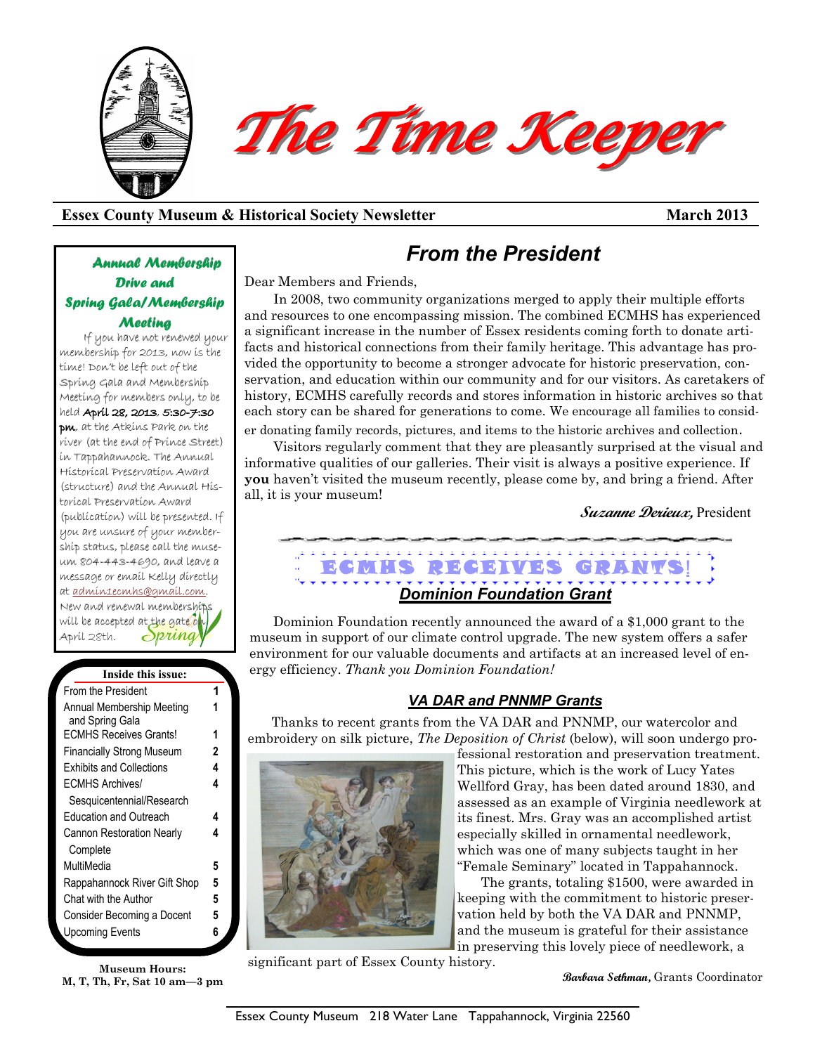# The Time Keeper

**Essex County Museum & Historical Society Newsletter** — **March 2013**

### *Annual Membership Drive and Spring Gala/Membership Meeting*

If you have not renewed your membership for 2013, now is the time! Don't be left out of the Spring Gala and Membership Meeting for members only, to be held **April 28, 2013, 5:30-7:30 pm**, at the Atkins Park on the river (at the end of Prince Street) in Tappahannock. The Annual Historical Preservation Award (structure) and the Annual Historical Preservation Award (publication) will be presented. If you are unsure of your membership status, please call the museum 804-443-4690, and leave a message or email Kelly directly at admin1ecmhs@gmail.com. New and renewal memberships will be accepted at the gate on April 28th.

| Inside this issue: | |
|---|---|
| From the President | 1 |
| Annual Membership Meeting and Spring Gala | 1 |
| ECMHS Receives Grants! | 1 |
| Financially Strong Museum | 2 |
| Exhibits and Collections | 4 |
| ECMHS Archives/ Sesquicentennial/Research | 4 |
| Education and Outreach | 4 |
| Cannon Restoration Nearly Complete | 4 |
| MultiMedia | 5 |
| Rappahannock River Gift Shop | 5 |
| Chat with the Author | 5 |
| Consider Becoming a Docent | 5 |
| Upcoming Events | 6 |

**Museum Hours:**
**M, T, Th, Fr, Sat 10 am—3 pm**

## *From the President*

Dear Members and Friends,

In 2008, two community organizations merged to apply their multiple efforts and resources to one encompassing mission. The combined ECMHS has experienced a significant increase in the number of Essex residents coming forth to donate artifacts and historical connections from their family heritage. This advantage has provided the opportunity to become a stronger advocate for historic preservation, conservation, and education within our community and for our visitors. As caretakers of history, ECMHS carefully records and stores information in historic archives so that each story can be shared for generations to come. We encourage all families to consider donating family records, pictures, and items to the historic archives and collection.

Visitors regularly comment that they are pleasantly surprised at the visual and informative qualities of our galleries. Their visit is always a positive experience. If **you** haven't visited the museum recently, please come by, and bring a friend. After all, it is your museum!

***Suzanne Derieux,*** President

## ECMHS RECEIVES GRANTS!

### *Dominion Foundation Grant*

Dominion Foundation recently announced the award of a $1,000 grant to the museum in support of our climate control upgrade. The new system offers a safer environment for our valuable documents and artifacts at an increased level of energy efficiency. *Thank you Dominion Foundation!*

### *VA DAR and PNNMP Grants*

Thanks to recent grants from the VA DAR and PNNMP, our watercolor and embroidery on silk picture, *The Deposition of Christ* (below), will soon undergo professional restoration and preservation treatment. This picture, which is the work of Lucy Yates Wellford Gray, has been dated around 1830, and assessed as an example of Virginia needlework at its finest. Mrs. Gray was an accomplished artist especially skilled in ornamental needlework, which was one of many subjects taught in her "Female Seminary" located in Tappahannock.

The grants, totaling $1500, were awarded in keeping with the commitment to historic preservation held by both the VA DAR and PNNMP, and the museum is grateful for their assistance in preserving this lovely piece of needlework, a significant part of Essex County history.

***Barbara Sethman,*** Grants Coordinator

Essex County Museum 218 Water Lane Tappahannock, Virginia 22560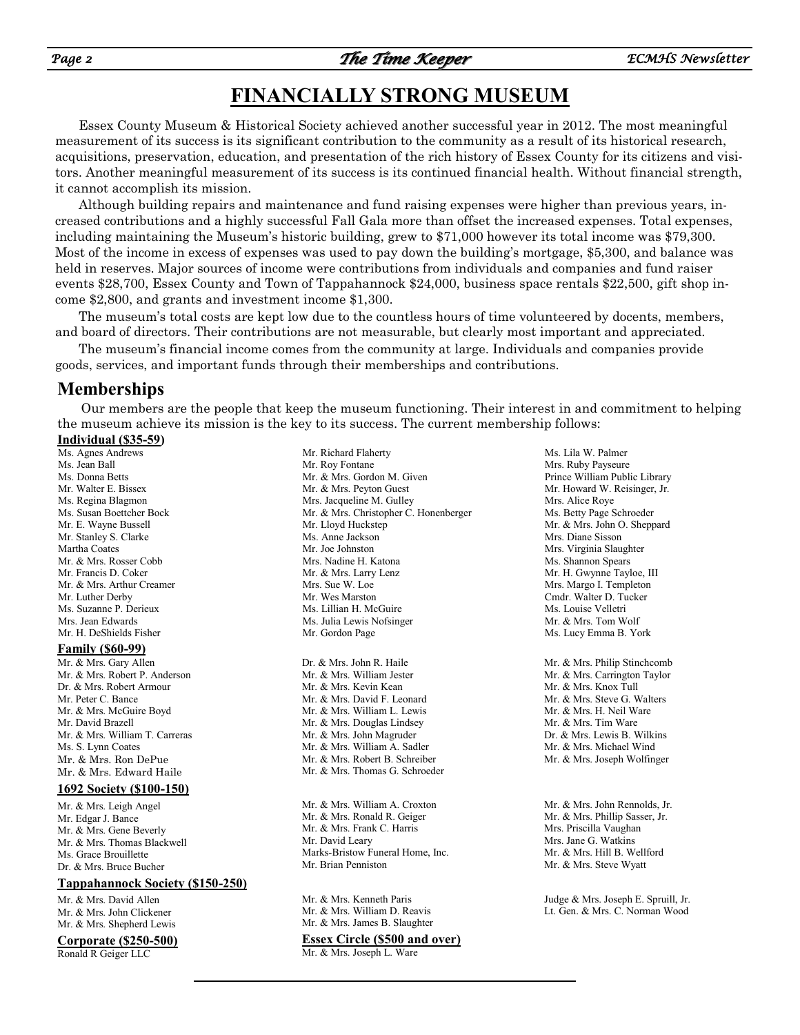# FINANCIALLY STRONG MUSEUM

Essex County Museum & Historical Society achieved another successful year in 2012. The most meaningful measurement of its success is its significant contribution to the community as a result of its historical research, acquisitions, preservation, education, and presentation of the rich history of Essex County for its citizens and visitors. Another meaningful measurement of its success is its continued financial health. Without financial strength, it cannot accomplish its mission.

Although building repairs and maintenance and fund raising expenses were higher than previous years, increased contributions and a highly successful Fall Gala more than offset the increased expenses. Total expenses, including maintaining the Museum's historic building, grew to $71,000 however its total income was $79,300. Most of the income in excess of expenses was used to pay down the building's mortgage, $5,300, and balance was held in reserves. Major sources of income were contributions from individuals and companies and fund raiser events $28,700, Essex County and Town of Tappahannock $24,000, business space rentals $22,500, gift shop income $2,800, and grants and investment income $1,300.

The museum's total costs are kept low due to the countless hours of time volunteered by docents, members, and board of directors. Their contributions are not measurable, but clearly most important and appreciated.

The museum's financial income comes from the community at large. Individuals and companies provide goods, services, and important funds through their memberships and contributions.

## Memberships

Our members are the people that keep the museum functioning. Their interest in and commitment to helping the museum achieve its mission is the key to its success. The current membership follows:

**Individual ($35-59)**

Ms. Agnes Andrews
Ms. Jean Ball
Ms. Donna Betts
Mr. Walter E. Bissex
Ms. Regina Blagmon
Ms. Susan Boettcher Bock
Mr. E. Wayne Bussell
Mr. Stanley S. Clarke
Martha Coates
Mr. & Mrs. Rosser Cobb
Mr. Francis D. Coker
Mr. & Mrs. Arthur Creamer
Mr. Luther Derby
Ms. Suzanne P. Derieux
Mrs. Jean Edwards
Mr. H. DeShields Fisher
Mr. Richard Flaherty
Mr. Roy Fontane
Mr. & Mrs. Gordon M. Given
Mr. & Mrs. Peyton Guest
Mrs. Jacqueline M. Gulley
Mr. & Mrs. Christopher C. Honenberger
Mr. Lloyd Huckstep
Ms. Anne Jackson
Mr. Joe Johnston
Mrs. Nadine H. Katona
Mr. & Mrs. Larry Lenz
Mrs. Sue W. Loe
Mr. Wes Marston
Ms. Lillian H. McGuire
Ms. Julia Lewis Nofsinger
Mr. Gordon Page
Ms. Lila W. Palmer
Mrs. Ruby Payseure
Prince William Public Library
Mr. Howard W. Reisinger, Jr.
Mrs. Alice Roye
Ms. Betty Page Schroeder
Mr. & Mrs. John O. Sheppard
Mrs. Diane Sisson
Mrs. Virginia Slaughter
Ms. Shannon Spears
Mr. H. Gwynne Tayloe, III
Mrs. Margo I. Templeton
Cmdr. Walter D. Tucker
Ms. Louise Velletri
Mr. & Mrs. Tom Wolf
Ms. Lucy Emma B. York

**Family ($60-99)**

Mr. & Mrs. Gary Allen
Mr. & Mrs. Robert P. Anderson
Dr. & Mrs. Robert Armour
Mr. Peter C. Bance
Mr. & Mrs. McGuire Boyd
Mr. David Brazell
Mr. & Mrs. William T. Carreras
Ms. S. Lynn Coates
Mr. & Mrs. Ron DePue
Mr. & Mrs. Edward Haile
Dr. & Mrs. John R. Haile
Mr. & Mrs. William Jester
Mr. & Mrs. Kevin Kean
Mr. & Mrs. David F. Leonard
Mr. & Mrs. William L. Lewis
Mr. & Mrs. Douglas Lindsey
Mr. & Mrs. John Magruder
Mr. & Mrs. William A. Sadler
Mr. & Mrs. Robert B. Schreiber
Mr. & Mrs. Thomas G. Schroeder
Mr. & Mrs. Philip Stinchcomb
Mr. & Mrs. Carrington Taylor
Mr. & Mrs. Knox Tull
Mr. & Mrs. Steve G. Walters
Mr. & Mrs. H. Neil Ware
Mr. & Mrs. Tim Ware
Dr. & Mrs. Lewis B. Wilkins
Mr. & Mrs. Michael Wind
Mr. & Mrs. Joseph Wolfinger

**1692 Society ($100-150)**

Mr. & Mrs. Leigh Angel
Mr. Edgar J. Bance
Mr. & Mrs. Gene Beverly
Mr. & Mrs. Thomas Blackwell
Ms. Grace Brouillette
Dr. & Mrs. Bruce Bucher
Mr. & Mrs. William A. Croxton
Mr. & Mrs. Ronald R. Geiger
Mr. & Mrs. Frank C. Harris
Mr. David Leary
Marks-Bristow Funeral Home, Inc.
Mr. Brian Penniston
Mr. & Mrs. John Rennolds, Jr.
Mr. & Mrs. Phillip Sasser, Jr.
Mrs. Priscilla Vaughan
Mrs. Jane G. Watkins
Mr. & Mrs. Hill B. Wellford
Mr. & Mrs. Steve Wyatt

**Tappahannock Society ($150-250)**

Mr. & Mrs. David Allen
Mr. & Mrs. John Clickener
Mr. & Mrs. Shepherd Lewis
Mr. & Mrs. Kenneth Paris
Mr. & Mrs. William D. Reavis
Mr. & Mrs. James B. Slaughter
Judge & Mrs. Joseph E. Spruill, Jr.
Lt. Gen. & Mrs. C. Norman Wood

**Corporate ($250-500)**

Ronald R Geiger LLC

**Essex Circle ($500 and over)**

Mr. & Mrs. Joseph L. Ware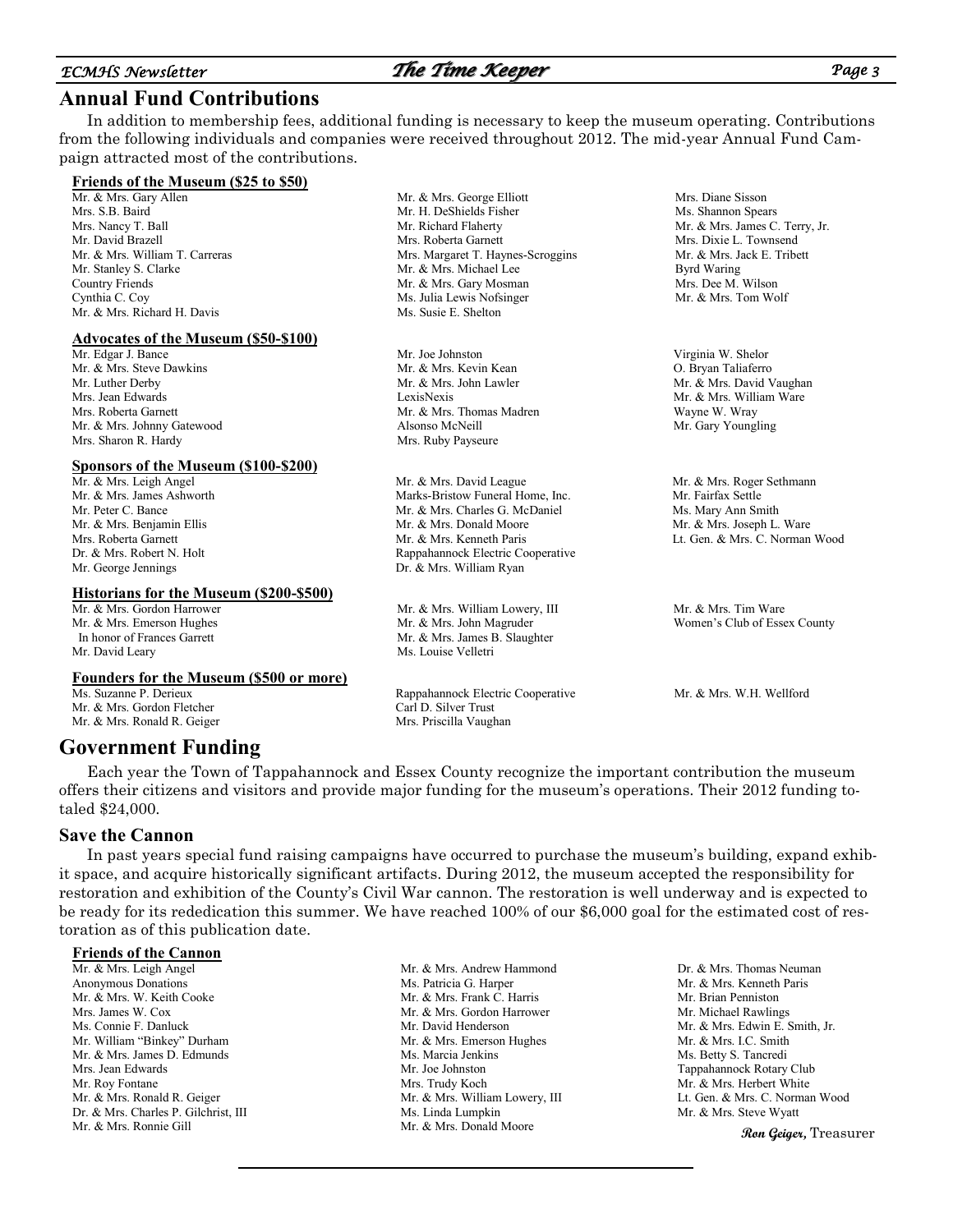## Annual Fund Contributions

In addition to membership fees, additional funding is necessary to keep the museum operating. Contributions from the following individuals and companies were received throughout 2012. The mid-year Annual Fund Campaign attracted most of the contributions.

### Friends of the Museum ($25 to $50)

Mr. & Mrs. Gary Allen
Mrs. S.B. Baird
Mrs. Nancy T. Ball
Mr. David Brazell
Mr. & Mrs. William T. Carreras
Mr. Stanley S. Clarke
Country Friends
Cynthia C. Coy
Mr. & Mrs. Richard H. Davis
Mr. & Mrs. George Elliott
Mr. H. DeShields Fisher
Mr. Richard Flaherty
Mrs. Roberta Garnett
Mrs. Margaret T. Haynes-Scroggins
Mr. & Mrs. Michael Lee
Mr. & Mrs. Gary Mosman
Ms. Julia Lewis Nofsinger
Ms. Susie E. Shelton
Mrs. Diane Sisson
Ms. Shannon Spears
Mr. & Mrs. James C. Terry, Jr.
Mrs. Dixie L. Townsend
Mr. & Mrs. Jack E. Tribett
Byrd Waring
Mrs. Dee M. Wilson
Mr. & Mrs. Tom Wolf

### Advocates of the Museum ($50-$100)

Mr. Edgar J. Bance
Mr. & Mrs. Steve Dawkins
Mr. Luther Derby
Mrs. Jean Edwards
Mrs. Roberta Garnett
Mr. & Mrs. Johnny Gatewood
Mrs. Sharon R. Hardy
Mr. Joe Johnston
Mr. & Mrs. Kevin Kean
Mr. & Mrs. John Lawler
LexisNexis
Mr. & Mrs. Thomas Madren
Alsonso McNeill
Mrs. Ruby Payseure
Virginia W. Shelor
O. Bryan Taliaferro
Mr. & Mrs. David Vaughan
Mr. & Mrs. William Ware
Wayne W. Wray
Mr. Gary Youngling

### Sponsors of the Museum ($100-$200)

Mr. & Mrs. Leigh Angel
Mr. & Mrs. James Ashworth
Mr. Peter C. Bance
Mr. & Mrs. Benjamin Ellis
Mrs. Roberta Garnett
Dr. & Mrs. Robert N. Holt
Mr. George Jennings
Mr. & Mrs. David League
Marks-Bristow Funeral Home, Inc.
Mr. & Mrs. Charles G. McDaniel
Mr. & Mrs. Donald Moore
Mr. & Mrs. Kenneth Paris
Rappahannock Electric Cooperative
Dr. & Mrs. William Ryan
Mr. & Mrs. Roger Sethmann
Mr. Fairfax Settle
Ms. Mary Ann Smith
Mr. & Mrs. Joseph L. Ware
Lt. Gen. & Mrs. C. Norman Wood

### Historians for the Museum ($200-$500)

Mr. & Mrs. Gordon Harrower
Mr. & Mrs. Emerson Hughes
In honor of Frances Garrett
Mr. David Leary
Mr. & Mrs. William Lowery, III
Mr. & Mrs. John Magruder
Mr. & Mrs. James B. Slaughter
Ms. Louise Velletri
Mr. & Mrs. Tim Ware
Women's Club of Essex County

### Founders for the Museum ($500 or more)

Ms. Suzanne P. Derieux
Mr. & Mrs. Gordon Fletcher
Mr. & Mrs. Ronald R. Geiger
Rappahannock Electric Cooperative
Carl D. Silver Trust
Mrs. Priscilla Vaughan
Mr. & Mrs. W.H. Wellford

## Government Funding

Each year the Town of Tappahannock and Essex County recognize the important contribution the museum offers their citizens and visitors and provide major funding for the museum's operations. Their 2012 funding totaled $24,000.

### Save the Cannon

In past years special fund raising campaigns have occurred to purchase the museum's building, expand exhibit space, and acquire historically significant artifacts. During 2012, the museum accepted the responsibility for restoration and exhibition of the County's Civil War cannon. The restoration is well underway and is expected to be ready for its rededication this summer. We have reached 100% of our $6,000 goal for the estimated cost of restoration as of this publication date.

### Friends of the Cannon

Mr. & Mrs. Leigh Angel
Anonymous Donations
Mr. & Mrs. W. Keith Cooke
Mrs. James W. Cox
Ms. Connie F. Danluck
Mr. William "Binkey" Durham
Mr. & Mrs. James D. Edmunds
Mrs. Jean Edwards
Mr. Roy Fontane
Mr. & Mrs. Ronald R. Geiger
Dr. & Mrs. Charles P. Gilchrist, III
Mr. & Mrs. Ronnie Gill
Mr. & Mrs. Andrew Hammond
Ms. Patricia G. Harper
Mr. & Mrs. Frank C. Harris
Mr. & Mrs. Gordon Harrower
Mr. David Henderson
Mr. & Mrs. Emerson Hughes
Ms. Marcia Jenkins
Mr. Joe Johnston
Mrs. Trudy Koch
Mr. & Mrs. William Lowery, III
Ms. Linda Lumpkin
Mr. & Mrs. Donald Moore
Dr. & Mrs. Thomas Neuman
Mr. & Mrs. Kenneth Paris
Mr. Brian Penniston
Mr. Michael Rawlings
Mr. & Mrs. Edwin E. Smith, Jr.
Mr. & Mrs. I.C. Smith
Ms. Betty S. Tancredi
Tappahannock Rotary Club
Mr. & Mrs. Herbert White
Lt. Gen. & Mrs. C. Norman Wood
Mr. & Mrs. Steve Wyatt

*Ron Geiger*, Treasurer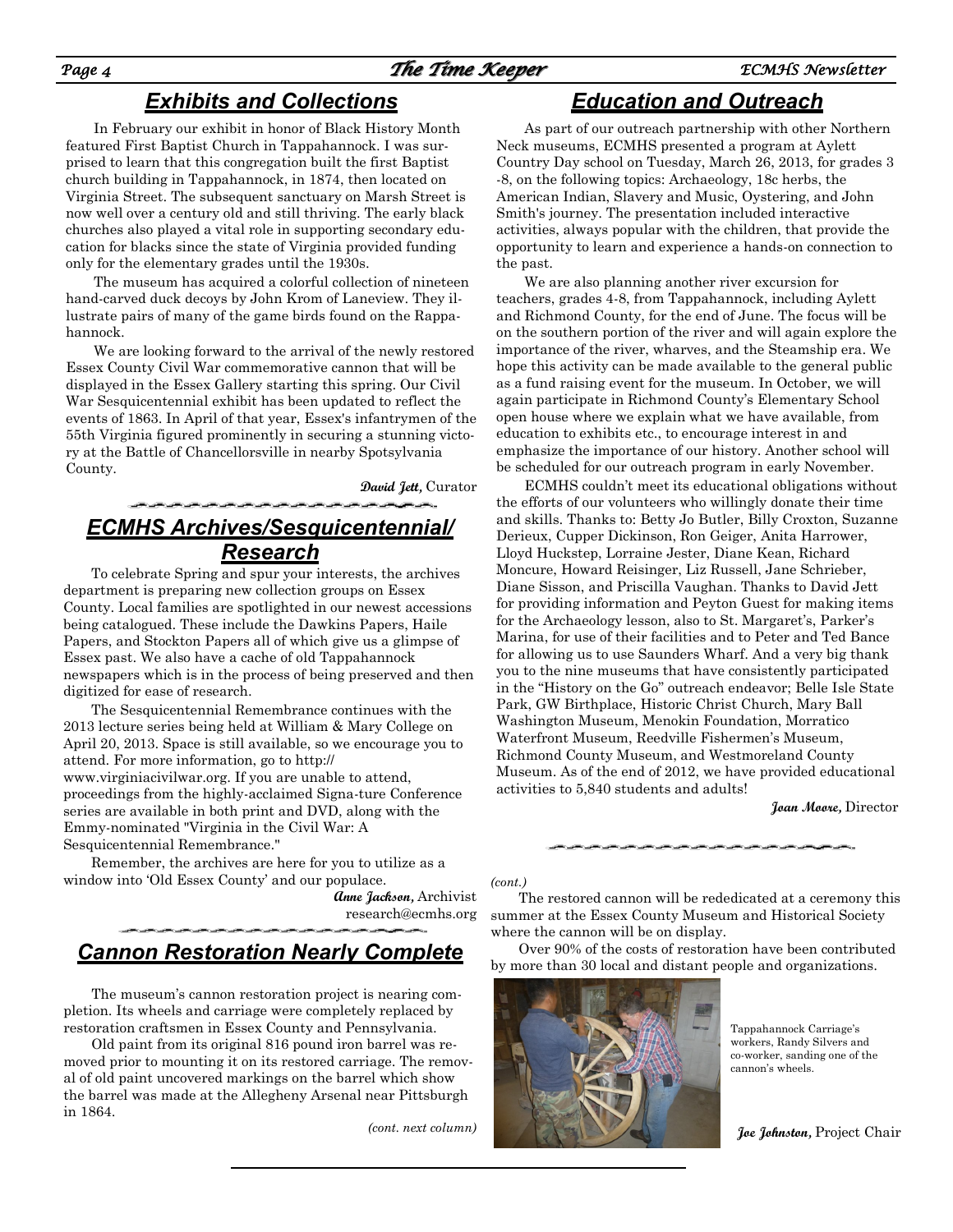## *Exhibits and Collections*

In February our exhibit in honor of Black History Month featured First Baptist Church in Tappahannock. I was surprised to learn that this congregation built the first Baptist church building in Tappahannock, in 1874, then located on Virginia Street. The subsequent sanctuary on Marsh Street is now well over a century old and still thriving. The early black churches also played a vital role in supporting secondary education for blacks since the state of Virginia provided funding only for the elementary grades until the 1930s.

The museum has acquired a colorful collection of nineteen hand-carved duck decoys by John Krom of Laneview. They illustrate pairs of many of the game birds found on the Rappahannock.

We are looking forward to the arrival of the newly restored Essex County Civil War commemorative cannon that will be displayed in the Essex Gallery starting this spring. Our Civil War Sesquicentennial exhibit has been updated to reflect the events of 1863. In April of that year, Essex's infantrymen of the 55th Virginia figured prominently in securing a stunning victory at the Battle of Chancellorsville in nearby Spotsylvania County.

***David Jett,*** Curator

## *ECMHS Archives/Sesquicentennial/ Research*

To celebrate Spring and spur your interests, the archives department is preparing new collection groups on Essex County. Local families are spotlighted in our newest accessions being catalogued. These include the Dawkins Papers, Haile Papers, and Stockton Papers all of which give us a glimpse of Essex past. We also have a cache of old Tappahannock newspapers which is in the process of being preserved and then digitized for ease of research.

The Sesquicentennial Remembrance continues with the 2013 lecture series being held at William & Mary College on April 20, 2013. Space is still available, so we encourage you to attend. For more information, go to http://www.virginiacivilwar.org. If you are unable to attend, proceedings from the highly-acclaimed Signa-ture Conference series are available in both print and DVD, along with the Emmy-nominated "Virginia in the Civil War: A Sesquicentennial Remembrance."

Remember, the archives are here for you to utilize as a window into 'Old Essex County' and our populace.

***Anne Jackson,*** Archivist
research@ecmhs.org

## *Cannon Restoration Nearly Complete*

The museum's cannon restoration project is nearing completion. Its wheels and carriage were completely replaced by restoration craftsmen in Essex County and Pennsylvania.

Old paint from its original 816 pound iron barrel was removed prior to mounting it on its restored carriage. The removal of old paint uncovered markings on the barrel which show the barrel was made at the Allegheny Arsenal near Pittsburgh in 1864.

*(cont. next column)*

*(cont.)*

The restored cannon will be rededicated at a ceremony this summer at the Essex County Museum and Historical Society where the cannon will be on display.

Over 90% of the costs of restoration have been contributed by more than 30 local and distant people and organizations.

Tappahannock Carriage's workers, Randy Silvers and co-worker, sanding one of the cannon's wheels.

***Joe Johnston,*** Project Chair

## *Education and Outreach*

As part of our outreach partnership with other Northern Neck museums, ECMHS presented a program at Aylett Country Day school on Tuesday, March 26, 2013, for grades 3-8, on the following topics: Archaeology, 18c herbs, the American Indian, Slavery and Music, Oystering, and John Smith's journey. The presentation included interactive activities, always popular with the children, that provide the opportunity to learn and experience a hands-on connection to the past.

We are also planning another river excursion for teachers, grades 4-8, from Tappahannock, including Aylett and Richmond County, for the end of June. The focus will be on the southern portion of the river and will again explore the importance of the river, wharves, and the Steamship era. We hope this activity can be made available to the general public as a fund raising event for the museum. In October, we will again participate in Richmond County's Elementary School open house where we explain what we have available, from education to exhibits etc., to encourage interest in and emphasize the importance of our history. Another school will be scheduled for our outreach program in early November.

ECMHS couldn't meet its educational obligations without the efforts of our volunteers who willingly donate their time and skills. Thanks to: Betty Jo Butler, Billy Croxton, Suzanne Derieux, Cupper Dickinson, Ron Geiger, Anita Harrower, Lloyd Huckstep, Lorraine Jester, Diane Kean, Richard Moncure, Howard Reisinger, Liz Russell, Jane Schrieber, Diane Sisson, and Priscilla Vaughan. Thanks to David Jett for providing information and Peyton Guest for making items for the Archaeology lesson, also to St. Margaret's, Parker's Marina, for use of their facilities and to Peter and Ted Bance for allowing us to use Saunders Wharf. And a very big thank you to the nine museums that have consistently participated in the "History on the Go" outreach endeavor; Belle Isle State Park, GW Birthplace, Historic Christ Church, Mary Ball Washington Museum, Menokin Foundation, Morratico Waterfront Museum, Reedville Fishermen's Museum, Richmond County Museum, and Westmoreland County Museum. As of the end of 2012, we have provided educational activities to 5,840 students and adults!

***Joan Moore,*** Director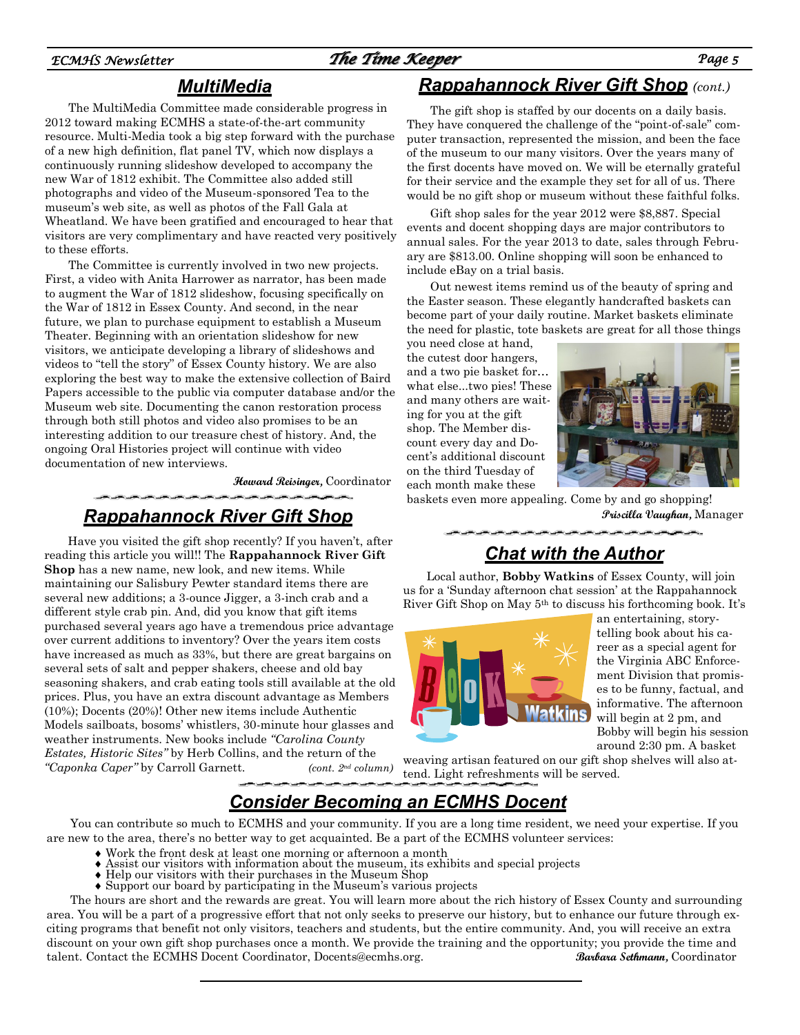## MultiMedia

The MultiMedia Committee made considerable progress in 2012 toward making ECMHS a state-of-the-art community resource. Multi-Media took a big step forward with the purchase of a new high definition, flat panel TV, which now displays a continuously running slideshow developed to accompany the new War of 1812 exhibit. The Committee also added still photographs and video of the Museum-sponsored Tea to the museum's web site, as well as photos of the Fall Gala at Wheatland. We have been gratified and encouraged to hear that visitors are very complimentary and have reacted very positively to these efforts.

The Committee is currently involved in two new projects. First, a video with Anita Harrower as narrator, has been made to augment the War of 1812 slideshow, focusing specifically on the War of 1812 in Essex County. And second, in the near future, we plan to purchase equipment to establish a Museum Theater. Beginning with an orientation slideshow for new visitors, we anticipate developing a library of slideshows and videos to "tell the story" of Essex County history. We are also exploring the best way to make the extensive collection of Baird Papers accessible to the public via computer database and/or the Museum web site. Documenting the canon restoration process through both still photos and video also promises to be an interesting addition to our treasure chest of history. And, the ongoing Oral Histories project will continue with video documentation of new interviews.

*Howard Reisinger,* Coordinator

## Rappahannock River Gift Shop

Have you visited the gift shop recently? If you haven't, after reading this article you will!! The **Rappahannock River Gift Shop** has a new name, new look, and new items. While maintaining our Salisbury Pewter standard items there are several new additions; a 3-ounce Jigger, a 3-inch crab and a different style crab pin. And, did you know that gift items purchased several years ago have a tremendous price advantage over current additions to inventory? Over the years item costs have increased as much as 33%, but there are great bargains on several sets of salt and pepper shakers, cheese and old bay seasoning shakers, and crab eating tools still available at the old prices. Plus, you have an extra discount advantage as Members (10%); Docents (20%)! Other new items include Authentic Models sailboats, bosoms' whistlers, 30-minute hour glasses and weather instruments. New books include *"Carolina County Estates, Historic Sites"* by Herb Collins, and the return of the *"Caponka Caper"* by Carroll Garnett.

The gift shop is staffed by our docents on a daily basis. They have conquered the challenge of the "point-of-sale" computer transaction, represented the mission, and been the face of the museum to our many visitors. Over the years many of the first docents have moved on. We will be eternally grateful for their service and the example they set for all of us. There would be no gift shop or museum without these faithful folks.

Gift shop sales for the year 2012 were $8,887. Special events and docent shopping days are major contributors to annual sales. For the year 2013 to date, sales through February are $813.00. Online shopping will soon be enhanced to include eBay on a trial basis.

Out newest items remind us of the beauty of spring and the Easter season. These elegantly handcrafted baskets can become part of your daily routine. Market baskets eliminate the need for plastic, tote baskets are great for all those things you need close at hand, the cutest door hangers, and a two pie basket for… what else...two pies! These and many others are waiting for you at the gift shop. The Member discount every day and Docent's additional discount on the third Tuesday of each month make these baskets even more appealing. Come by and go shopping!

*Priscilla Vaughan,* Manager

## Chat with the Author

Local author, **Bobby Watkins** of Essex County, will join us for a 'Sunday afternoon chat session' at the Rappahannock River Gift Shop on May 5th to discuss his forthcoming book. It's an entertaining, story-telling book about his career as a special agent for the Virginia ABC Enforcement Division that promises to be funny, factual, and informative. The afternoon will begin at 2 pm, and Bobby will begin his session around 2:30 pm. A basket weaving artisan featured on our gift shop shelves will also attend. Light refreshments will be served.

## Consider Becoming an ECMHS Docent

You can contribute so much to ECMHS and your community. If you are a long time resident, we need your expertise. If you are new to the area, there's no better way to get acquainted. Be a part of the ECMHS volunteer services:

- Work the front desk at least one morning or afternoon a month
- Assist our visitors with information about the museum, its exhibits and special projects
- Help our visitors with their purchases in the Museum Shop
- Support our board by participating in the Museum's various projects

The hours are short and the rewards are great. You will learn more about the rich history of Essex County and surrounding area. You will be a part of a progressive effort that not only seeks to preserve our history, but to enhance our future through exciting programs that benefit not only visitors, teachers and students, but the entire community. And, you will receive an extra discount on your own gift shop purchases once a month. We provide the training and the opportunity; you provide the time and talent. Contact the ECMHS Docent Coordinator, Docents@ecmhs.org.

*Barbara Sethmann,* Coordinator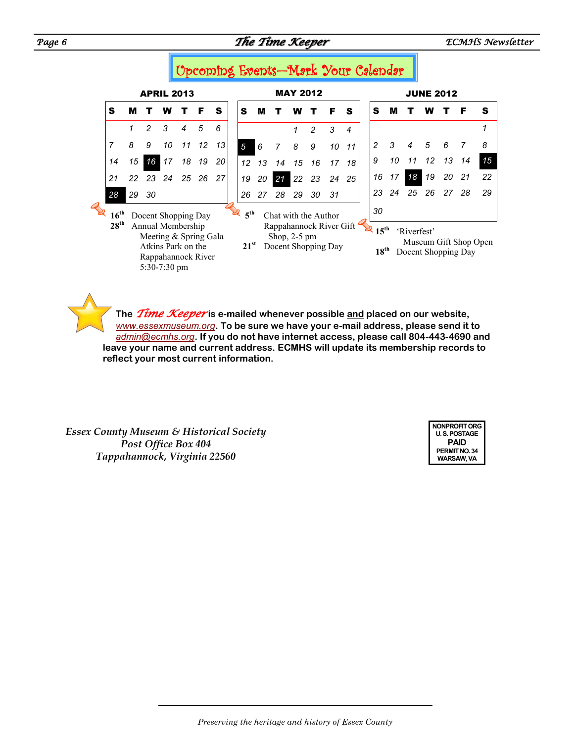# Upcoming Events—Mark Your Calendar

**APRIL 2013**

| S | M | T | W | T | F | S |
|---|---|---|---|---|---|---|
| | 1 | 2 | 3 | 4 | 5 | 6 |
| 7 | 8 | 9 | 10 | 11 | 12 | 13 |
| 14 | 15 | 16 | 17 | 18 | 19 | 20 |
| 21 | 22 | 23 | 24 | 25 | 26 | 27 |
| 28 | 29 | 30 | | | | |

**16th** Docent Shopping Day
**28th** Annual Membership Meeting & Spring Gala Atkins Park on the Rappahannock River 5:30-7:30 pm

**MAY 2012**

| S | M | T | W | T | F | S |
|---|---|---|---|---|---|---|
| | | | 1 | 2 | 3 | 4 |
| 5 | 6 | 7 | 8 | 9 | 10 | 11 |
| 12 | 13 | 14 | 15 | 16 | 17 | 18 |
| 19 | 20 | 21 | 22 | 23 | 24 | 25 |
| 26 | 27 | 28 | 29 | 30 | 31 | |

**5th** Chat with the Author Rappahannock River Gift Shop, 2-5 pm
**21st** Docent Shopping Day

**JUNE 2012**

| S | M | T | W | T | F | S |
|---|---|---|---|---|---|---|
| | | | | | | 1 |
| 2 | 3 | 4 | 5 | 6 | 7 | 8 |
| 9 | 10 | 11 | 12 | 13 | 14 | 15 |
| 16 | 17 | 18 | 19 | 20 | 21 | 22 |
| 23 | 24 | 25 | 26 | 27 | 28 | 29 |
| 30 | | | | | | |

**15th** 'Riverfest' Museum Gift Shop Open
**18th** Docent Shopping Day

**The *Time Keeper* is e-mailed whenever possible and placed on our website, www.essexmuseum.org. To be sure we have your e-mail address, please send it to admin@ecmhs.org. If you do not have internet access, please call 804-443-4690 and leave your name and current address. ECMHS will update its membership records to reflect your most current information.**

*Essex County Museum & Historical Society*
*Post Office Box 404*
*Tappahannock, Virginia 22560*

NONPROFIT ORG
U. S. POSTAGE
PAID
PERMIT NO. 34
WARSAW, VA

*Preserving the heritage and history of Essex County*